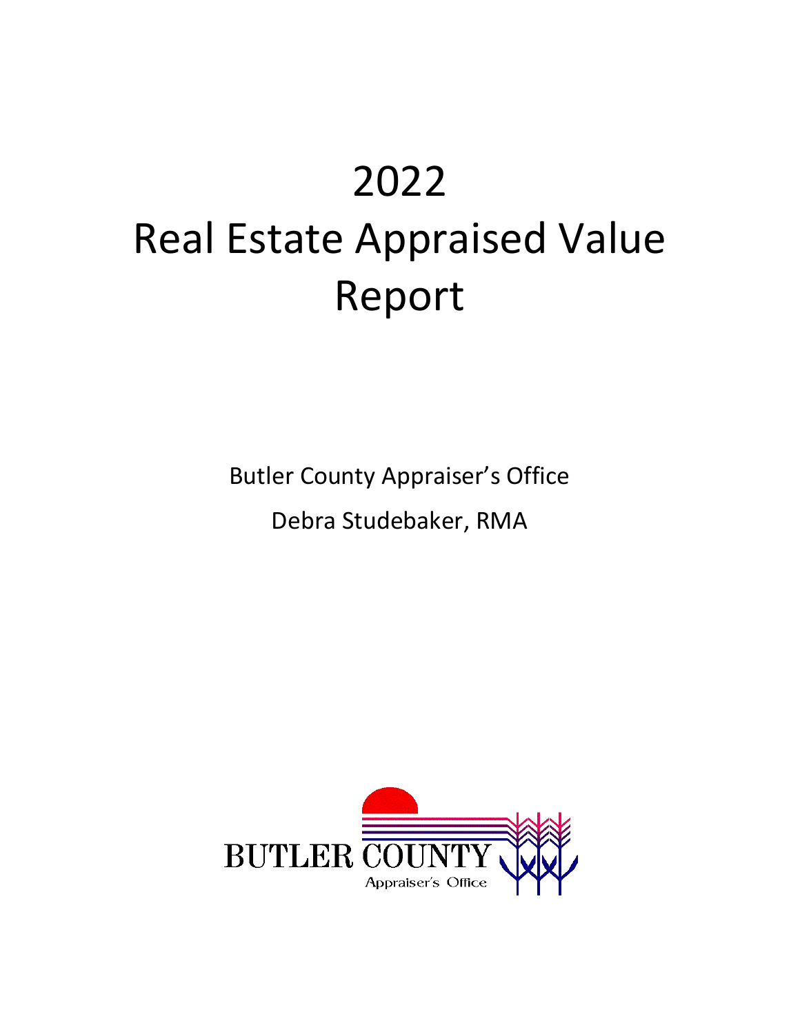# 2022

# Real Estate Appraised Value Report

Butler County Appraiser's Office

Debra Studebaker, RMA

BUTLER COUNTY

Appraiser's Office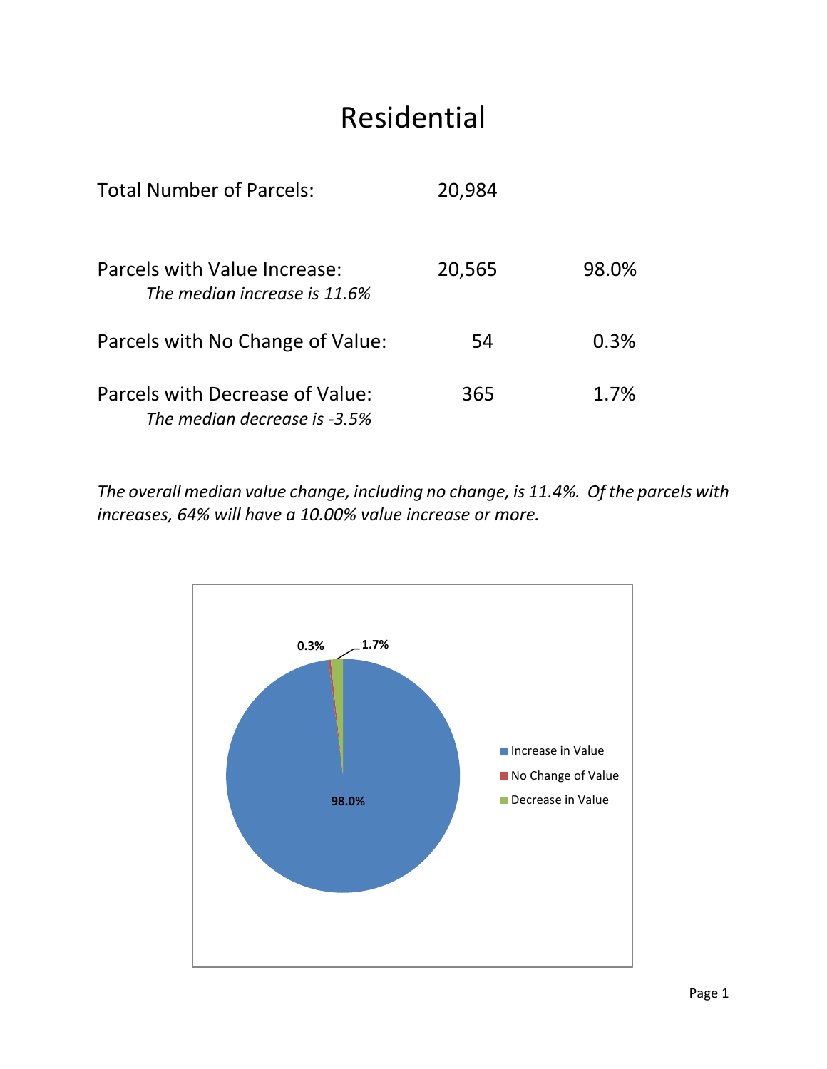# Residential

| | | |
|---|---|---|
| Total Number of Parcels: | 20,984 | |
| Parcels with Value Increase:<br>*The median increase is 11.6%* | 20,565 | 98.0% |
| Parcels with No Change of Value: | 54 | 0.3% |
| Parcels with Decrease of Value:<br>*The median decrease is -3.5%* | 365 | 1.7% |

*The overall median value change, including no change, is 11.4%. Of the parcels with increases, 64% will have a 10.00% value increase or more.*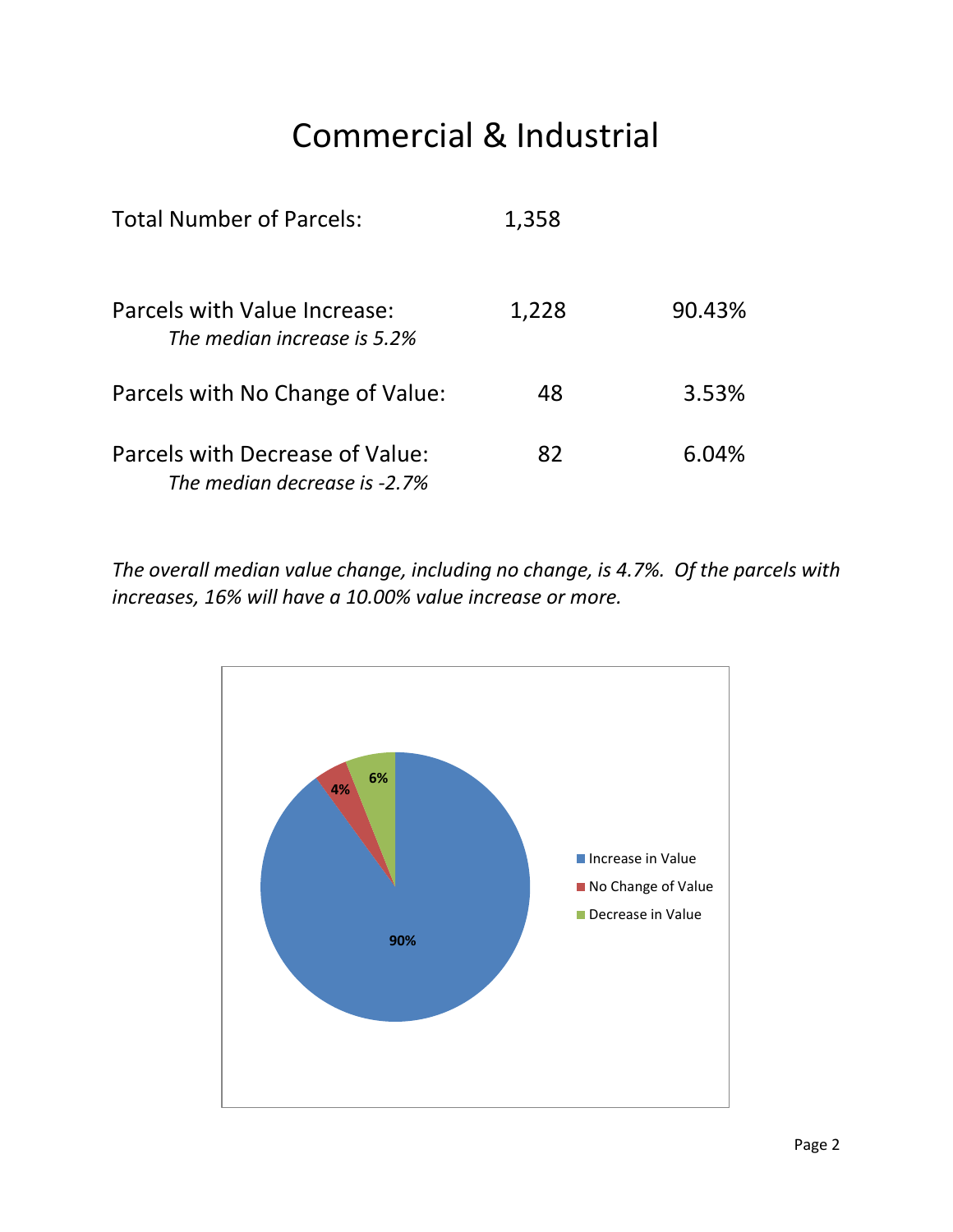# Commercial & Industrial

| | | |
|---|---|---|
| Total Number of Parcels: | 1,358 | |
| Parcels with Value Increase: <br> *The median increase is 5.2%* | 1,228 | 90.43% |
| Parcels with No Change of Value: | 48 | 3.53% |
| Parcels with Decrease of Value: <br> *The median decrease is -2.7%* | 82 | 6.04% |

*The overall median value change, including no change, is 4.7%. Of the parcels with increases, 16% will have a 10.00% value increase or more.*

| Category | Percent |
|---|---|
| Increase in Value | 90% |
| No Change of Value | 4% |
| Decrease in Value | 6% |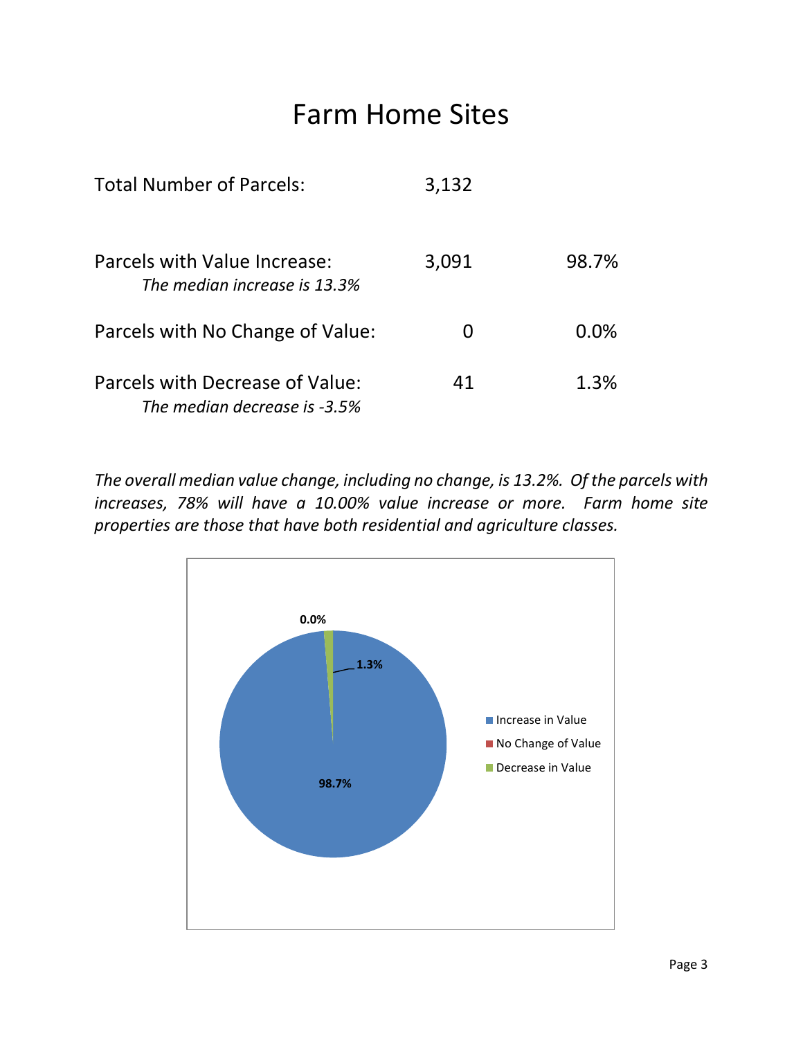# Farm Home Sites

| | | |
|---|---|---|
| Total Number of Parcels: | 3,132 | |
| Parcels with Value Increase:<br>*The median increase is 13.3%* | 3,091 | 98.7% |
| Parcels with No Change of Value: | 0 | 0.0% |
| Parcels with Decrease of Value:<br>*The median decrease is -3.5%* | 41 | 1.3% |

*The overall median value change, including no change, is 13.2%. Of the parcels with increases, 78% will have a 10.00% value increase or more. Farm home site properties are those that have both residential and agriculture classes.*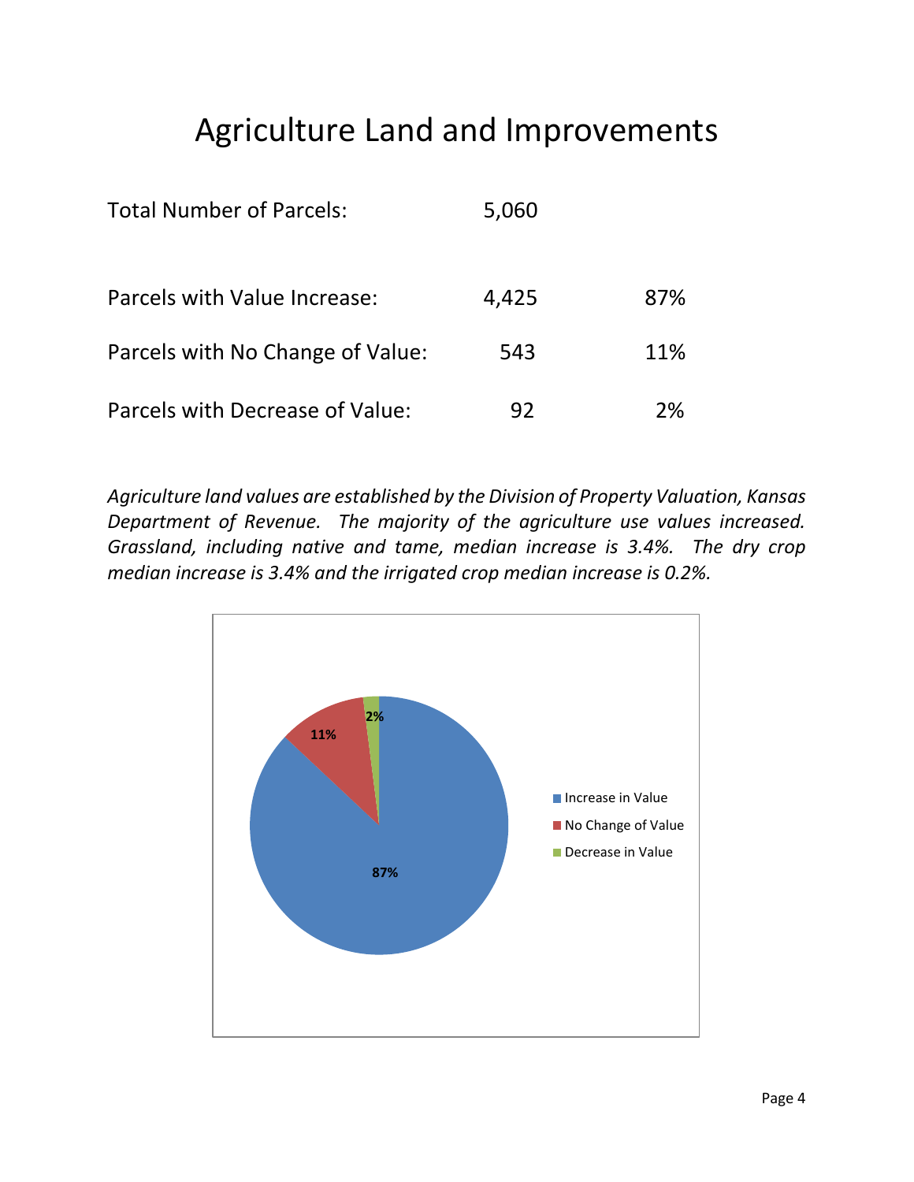# Agriculture Land and Improvements

| | | |
|---|---|---|
| Total Number of Parcels: | 5,060 | |
| Parcels with Value Increase: | 4,425 | 87% |
| Parcels with No Change of Value: | 543 | 11% |
| Parcels with Decrease of Value: | 92 | 2% |

*Agriculture land values are established by the Division of Property Valuation, Kansas Department of Revenue. The majority of the agriculture use values increased. Grassland, including native and tame, median increase is 3.4%. The dry crop median increase is 3.4% and the irrigated crop median increase is 0.2%.*

- Increase in Value: 87%
- No Change of Value: 11%
- Decrease in Value: 2%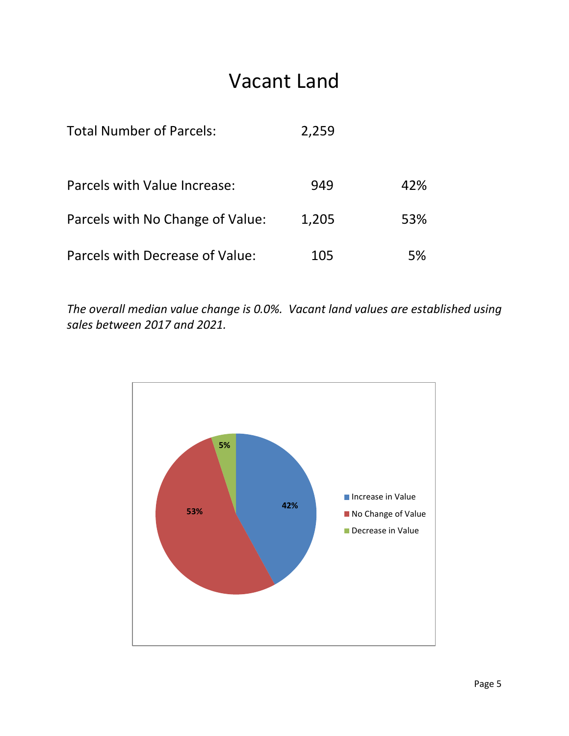# Vacant Land

| | | |
|---|---|---|
| Total Number of Parcels: | 2,259 | |
| Parcels with Value Increase: | 949 | 42% |
| Parcels with No Change of Value: | 1,205 | 53% |
| Parcels with Decrease of Value: | 105 | 5% |

*The overall median value change is 0.0%. Vacant land values are established using sales between 2017 and 2021.*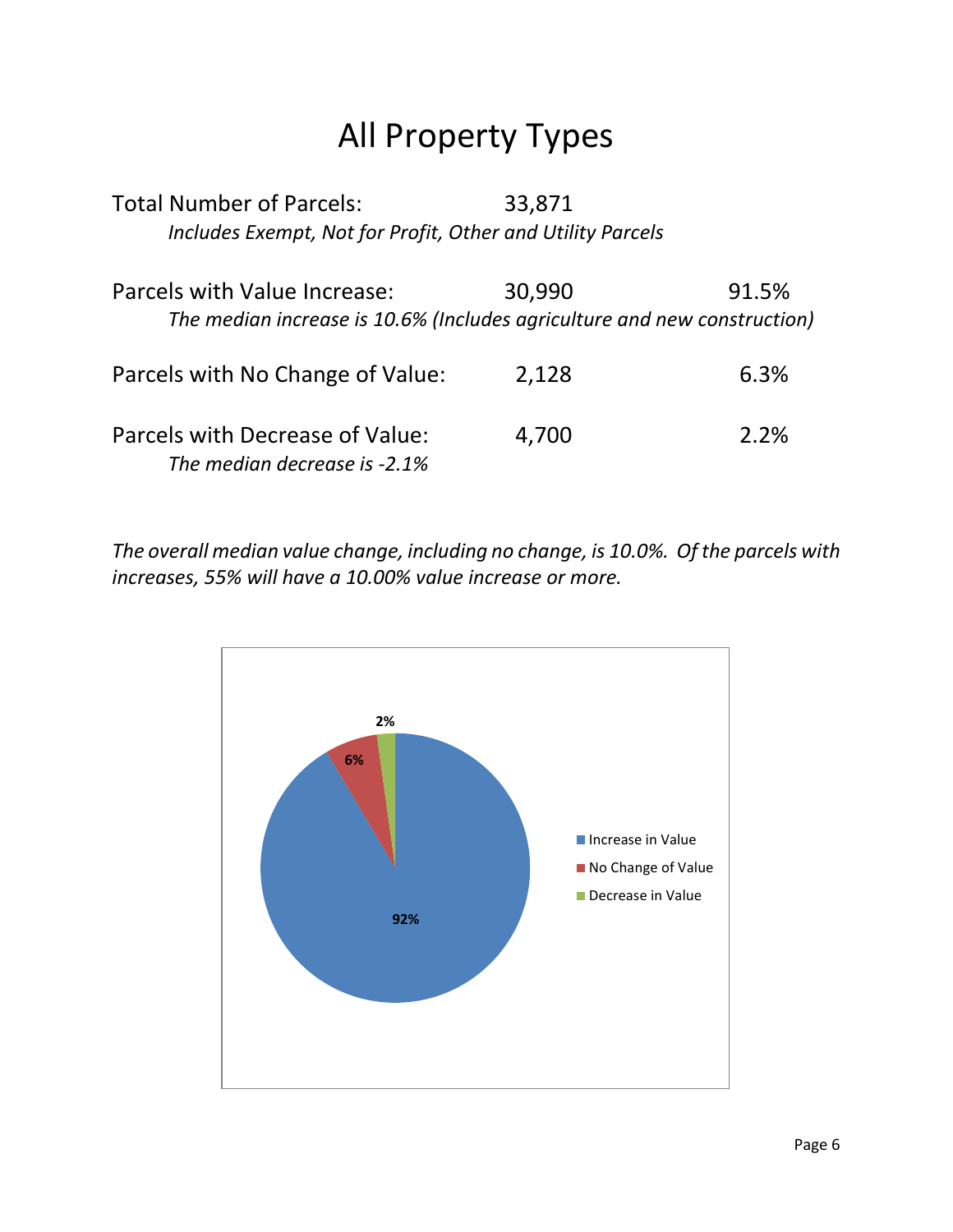# All Property Types

| | | |
|---|---|---|
| Total Number of Parcels: | 33,871 | |
| *Includes Exempt, Not for Profit, Other and Utility Parcels* | | |
| Parcels with Value Increase: | 30,990 | 91.5% |
| *The median increase is 10.6% (Includes agriculture and new construction)* | | |
| Parcels with No Change of Value: | 2,128 | 6.3% |
| Parcels with Decrease of Value: | 4,700 | 2.2% |
| *The median decrease is -2.1%* | | |

*The overall median value change, including no change, is 10.0%. Of the parcels with increases, 55% will have a 10.00% value increase or more.*

- Increase in Value: 92%
- No Change of Value: 6%
- Decrease in Value: 2%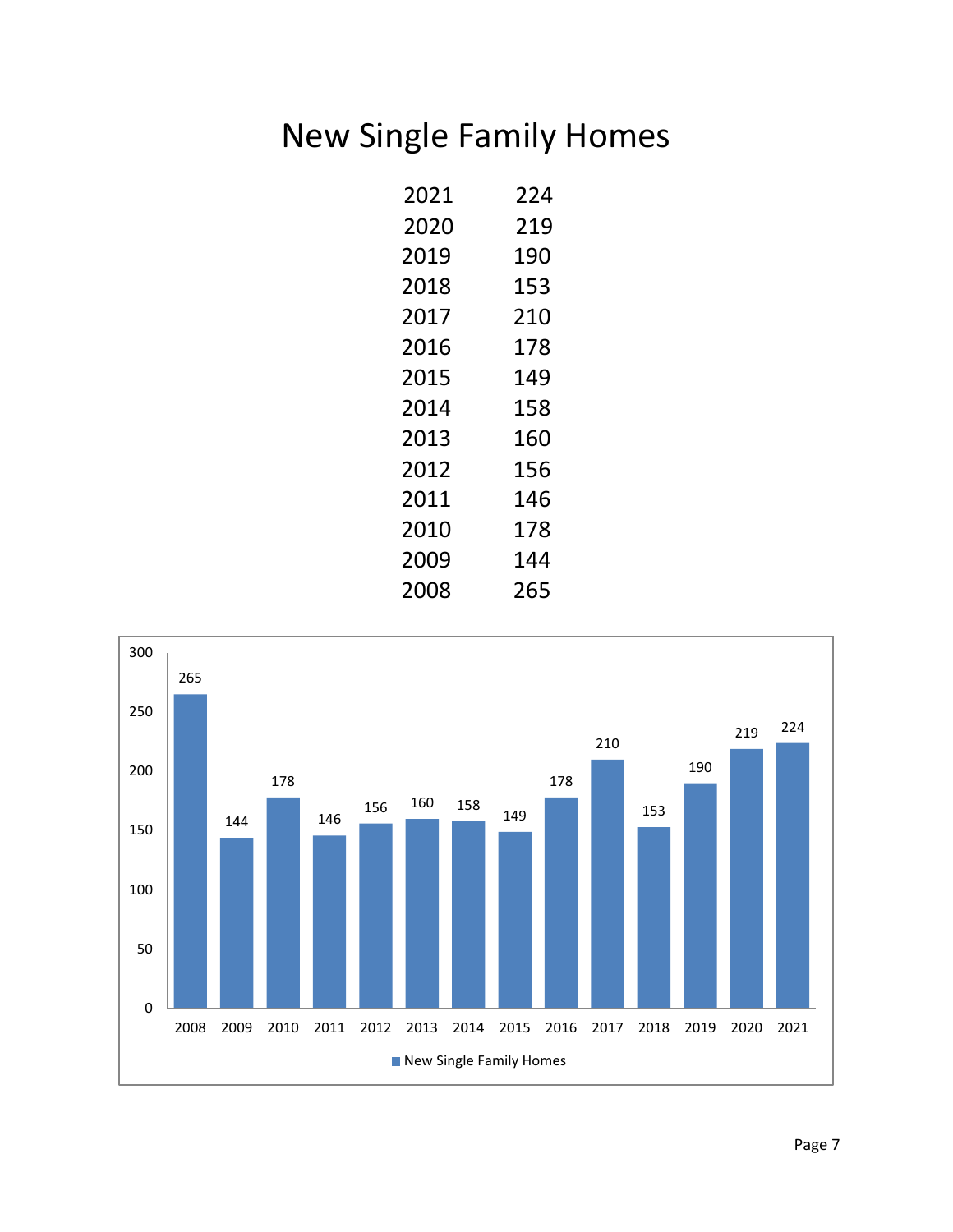# New Single Family Homes

| Year | Homes |
|---|---|
| 2021 | 224 |
| 2020 | 219 |
| 2019 | 190 |
| 2018 | 153 |
| 2017 | 210 |
| 2016 | 178 |
| 2015 | 149 |
| 2014 | 158 |
| 2013 | 160 |
| 2012 | 156 |
| 2011 | 146 |
| 2010 | 178 |
| 2009 | 144 |
| 2008 | 265 |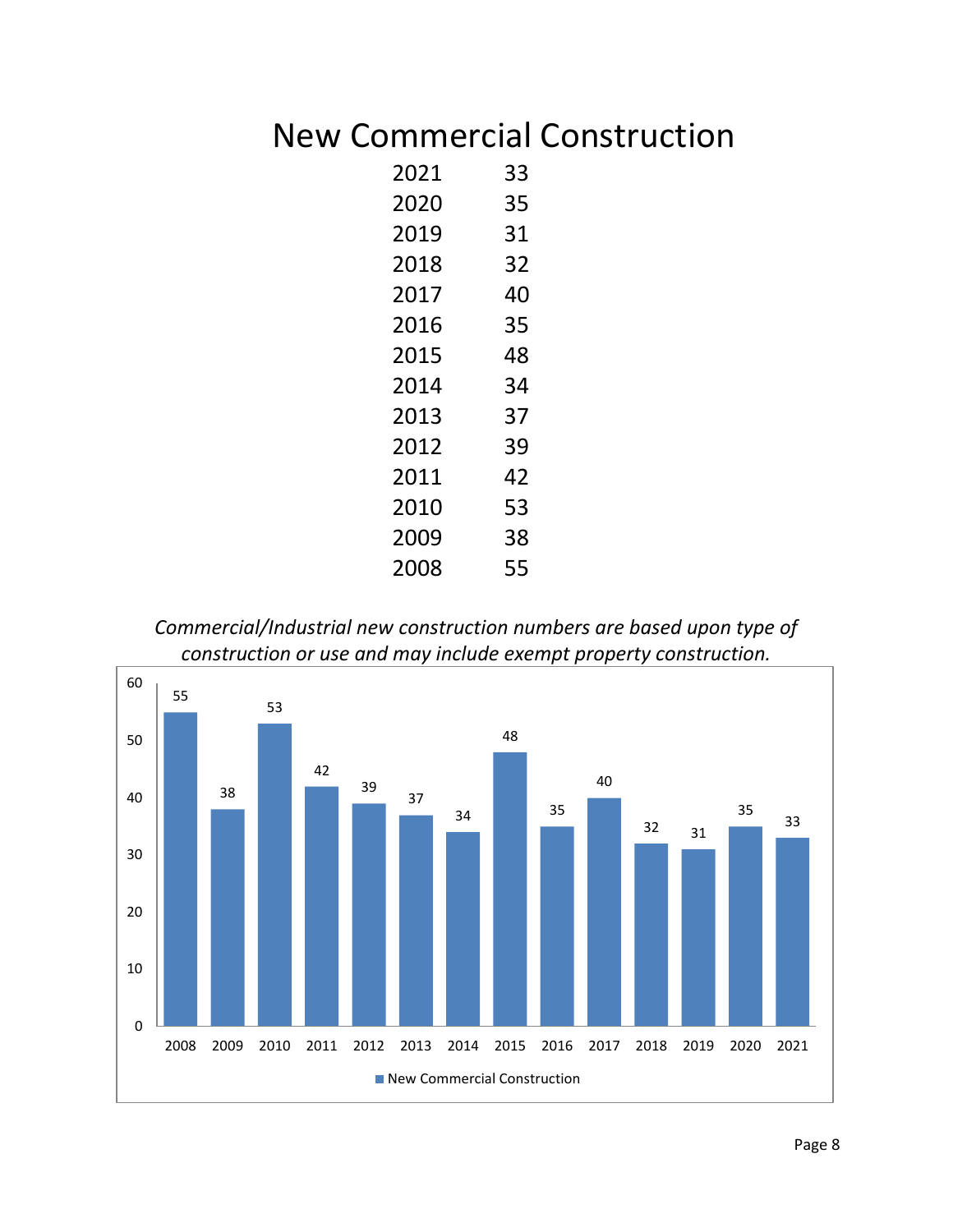# New Commercial Construction

| | |
|---|---|
| 2021 | 33 |
| 2020 | 35 |
| 2019 | 31 |
| 2018 | 32 |
| 2017 | 40 |
| 2016 | 35 |
| 2015 | 48 |
| 2014 | 34 |
| 2013 | 37 |
| 2012 | 39 |
| 2011 | 42 |
| 2010 | 53 |
| 2009 | 38 |
| 2008 | 55 |

*Commercial/Industrial new construction numbers are based upon type of construction or use and may include exempt property construction.*

| Year | New Commercial Construction |
|---|---|
| 2008 | 55 |
| 2009 | 38 |
| 2010 | 53 |
| 2011 | 42 |
| 2012 | 39 |
| 2013 | 37 |
| 2014 | 34 |
| 2015 | 48 |
| 2016 | 35 |
| 2017 | 40 |
| 2018 | 32 |
| 2019 | 31 |
| 2020 | 35 |
| 2021 | 33 |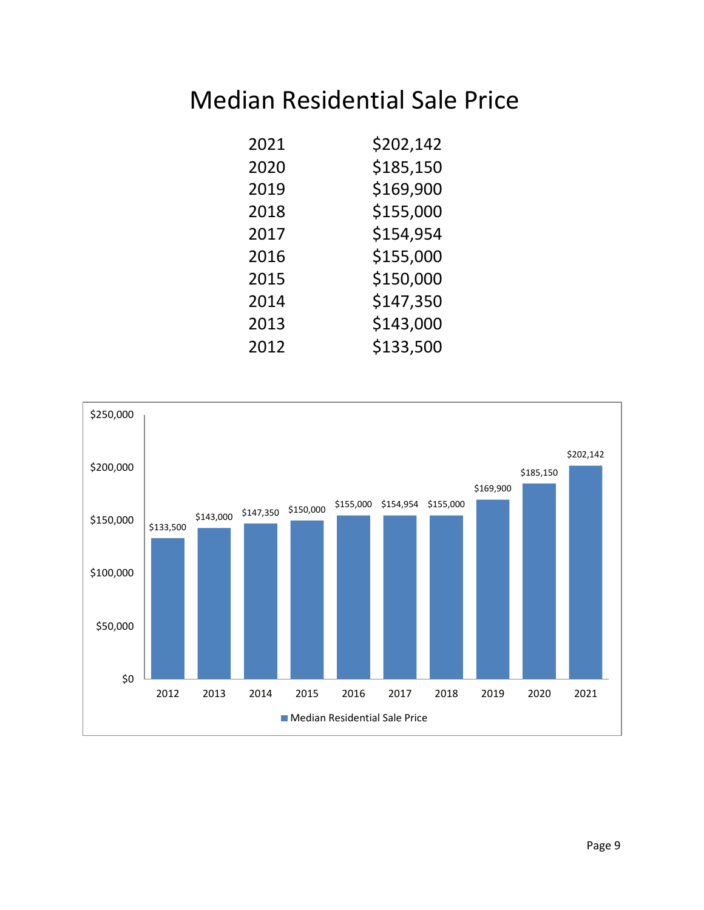# Median Residential Sale Price

| Year | Price |
|---|---|
| 2021 | $202,142 |
| 2020 | $185,150 |
| 2019 | $169,900 |
| 2018 | $155,000 |
| 2017 | $154,954 |
| 2016 | $155,000 |
| 2015 | $150,000 |
| 2014 | $147,350 |
| 2013 | $143,000 |
| 2012 | $133,500 |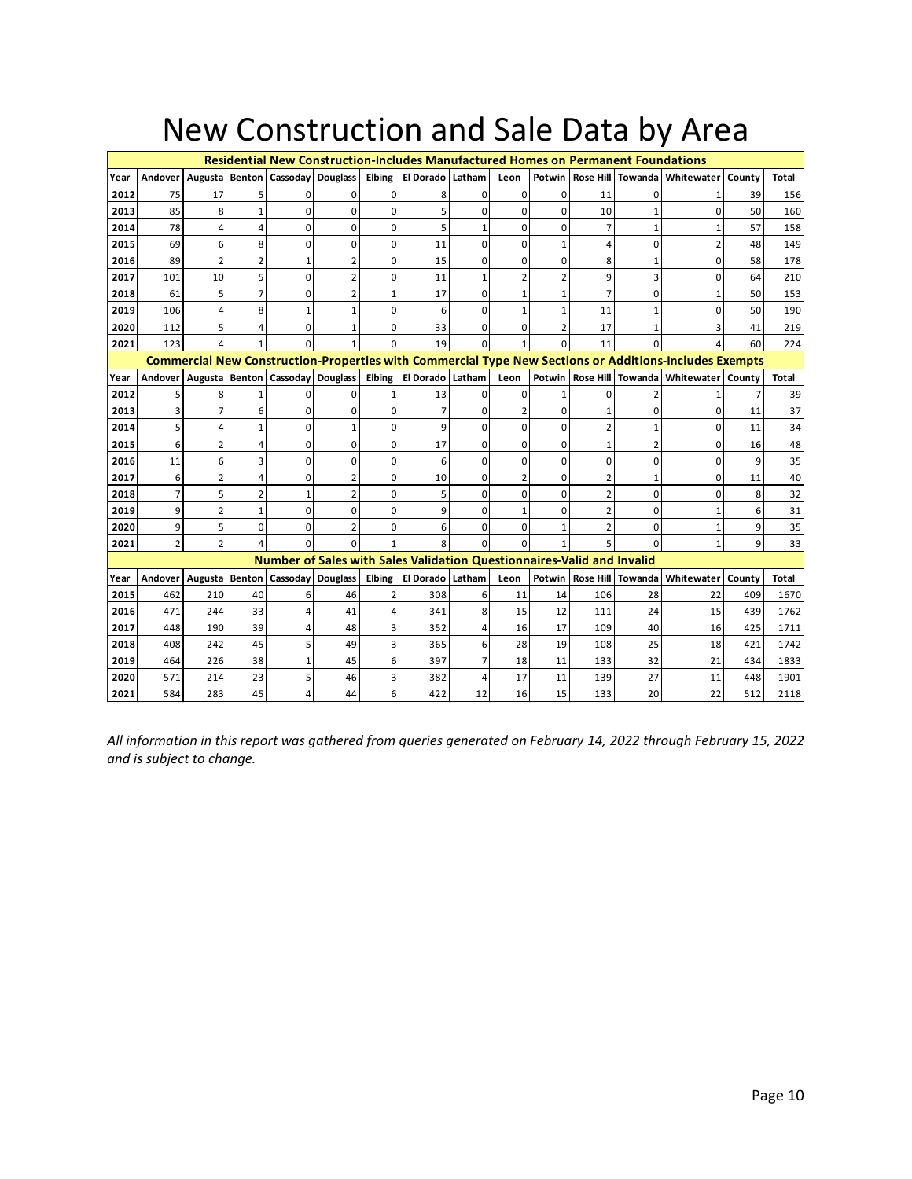# New Construction and Sale Data by Area

| Residential New Construction-Includes Manufactured Homes on Permanent Foundations | | | | | | | | | | | | | | | |
|---|---|---|---|---|---|---|---|---|---|---|---|---|---|---|---|
| **Year** | **Andover** | **Augusta** | **Benton** | **Cassoday** | **Douglass** | **Elbing** | **El Dorado** | **Latham** | **Leon** | **Potwin** | **Rose Hill** | **Towanda** | **Whitewater** | **County** | **Total** |
| **2012** | 75 | 17 | 5 | 0 | 0 | 0 | 8 | 0 | 0 | 0 | 11 | 0 | 1 | 39 | 156 |
| **2013** | 85 | 8 | 1 | 0 | 0 | 0 | 5 | 0 | 0 | 0 | 10 | 1 | 0 | 50 | 160 |
| **2014** | 78 | 4 | 4 | 0 | 0 | 0 | 5 | 1 | 0 | 0 | 7 | 1 | 1 | 57 | 158 |
| **2015** | 69 | 6 | 8 | 0 | 0 | 0 | 11 | 0 | 0 | 1 | 4 | 0 | 2 | 48 | 149 |
| **2016** | 89 | 2 | 2 | 1 | 2 | 0 | 15 | 0 | 0 | 0 | 8 | 1 | 0 | 58 | 178 |
| **2017** | 101 | 10 | 5 | 0 | 2 | 0 | 11 | 1 | 2 | 2 | 9 | 3 | 0 | 64 | 210 |
| **2018** | 61 | 5 | 7 | 0 | 2 | 1 | 17 | 0 | 1 | 1 | 7 | 0 | 1 | 50 | 153 |
| **2019** | 106 | 4 | 8 | 1 | 1 | 0 | 6 | 0 | 1 | 1 | 11 | 1 | 0 | 50 | 190 |
| **2020** | 112 | 5 | 4 | 0 | 1 | 0 | 33 | 0 | 0 | 2 | 17 | 1 | 3 | 41 | 219 |
| **2021** | 123 | 4 | 1 | 0 | 1 | 0 | 19 | 0 | 1 | 0 | 11 | 0 | 4 | 60 | 224 |

| Commercial New Construction-Properties with Commercial Type New Sections or Additions-Includes Exempts | | | | | | | | | | | | | | | |
|---|---|---|---|---|---|---|---|---|---|---|---|---|---|---|---|
| **Year** | **Andover** | **Augusta** | **Benton** | **Cassoday** | **Douglass** | **Elbing** | **El Dorado** | **Latham** | **Leon** | **Potwin** | **Rose Hill** | **Towanda** | **Whitewater** | **County** | **Total** |
| **2012** | 5 | 8 | 1 | 0 | 0 | 1 | 13 | 0 | 0 | 1 | 0 | 2 | 1 | 7 | 39 |
| **2013** | 3 | 7 | 6 | 0 | 0 | 0 | 7 | 0 | 2 | 0 | 1 | 0 | 0 | 11 | 37 |
| **2014** | 5 | 4 | 1 | 0 | 1 | 0 | 9 | 0 | 0 | 0 | 2 | 1 | 0 | 11 | 34 |
| **2015** | 6 | 2 | 4 | 0 | 0 | 0 | 17 | 0 | 0 | 0 | 1 | 2 | 0 | 16 | 48 |
| **2016** | 11 | 6 | 3 | 0 | 0 | 0 | 6 | 0 | 0 | 0 | 0 | 0 | 0 | 9 | 35 |
| **2017** | 6 | 2 | 4 | 0 | 2 | 0 | 10 | 0 | 2 | 0 | 2 | 1 | 0 | 11 | 40 |
| **2018** | 7 | 5 | 2 | 1 | 2 | 0 | 5 | 0 | 0 | 0 | 2 | 0 | 0 | 8 | 32 |
| **2019** | 9 | 2 | 1 | 0 | 0 | 0 | 9 | 0 | 1 | 0 | 2 | 0 | 1 | 6 | 31 |
| **2020** | 9 | 5 | 0 | 0 | 2 | 0 | 6 | 0 | 0 | 1 | 2 | 0 | 1 | 9 | 35 |
| **2021** | 2 | 2 | 4 | 0 | 0 | 1 | 8 | 0 | 0 | 1 | 5 | 0 | 1 | 9 | 33 |

| Number of Sales with Sales Validation Questionnaires-Valid and Invalid | | | | | | | | | | | | | | | |
|---|---|---|---|---|---|---|---|---|---|---|---|---|---|---|---|
| **Year** | **Andover** | **Augusta** | **Benton** | **Cassoday** | **Douglass** | **Elbing** | **El Dorado** | **Latham** | **Leon** | **Potwin** | **Rose Hill** | **Towanda** | **Whitewater** | **County** | **Total** |
| **2015** | 462 | 210 | 40 | 6 | 46 | 2 | 308 | 6 | 11 | 14 | 106 | 28 | 22 | 409 | 1670 |
| **2016** | 471 | 244 | 33 | 4 | 41 | 4 | 341 | 8 | 15 | 12 | 111 | 24 | 15 | 439 | 1762 |
| **2017** | 448 | 190 | 39 | 4 | 48 | 3 | 352 | 4 | 16 | 17 | 109 | 40 | 16 | 425 | 1711 |
| **2018** | 408 | 242 | 45 | 5 | 49 | 3 | 365 | 6 | 28 | 19 | 108 | 25 | 18 | 421 | 1742 |
| **2019** | 464 | 226 | 38 | 1 | 45 | 6 | 397 | 7 | 18 | 11 | 133 | 32 | 21 | 434 | 1833 |
| **2020** | 571 | 214 | 23 | 5 | 46 | 3 | 382 | 4 | 17 | 11 | 139 | 27 | 11 | 448 | 1901 |
| **2021** | 584 | 283 | 45 | 4 | 44 | 6 | 422 | 12 | 16 | 15 | 133 | 20 | 22 | 512 | 2118 |

*All information in this report was gathered from queries generated on February 14, 2022 through February 15, 2022 and is subject to change.*